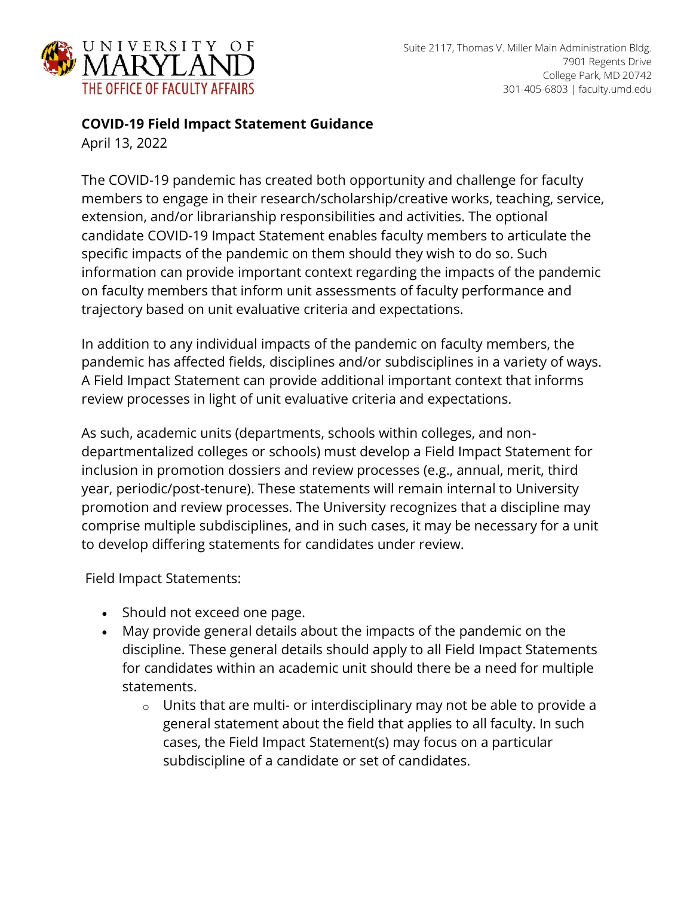UNIVERSITY OF MARYLAND
THE OFFICE OF FACULTY AFFAIRS

Suite 2117, Thomas V. Miller Main Administration Bldg.
7901 Regents Drive
College Park, MD 20742
301-405-6803 | faculty.umd.edu

**COVID-19 Field Impact Statement Guidance**
April 13, 2022

The COVID-19 pandemic has created both opportunity and challenge for faculty members to engage in their research/scholarship/creative works, teaching, service, extension, and/or librarianship responsibilities and activities. The optional candidate COVID-19 Impact Statement enables faculty members to articulate the specific impacts of the pandemic on them should they wish to do so. Such information can provide important context regarding the impacts of the pandemic on faculty members that inform unit assessments of faculty performance and trajectory based on unit evaluative criteria and expectations.

In addition to any individual impacts of the pandemic on faculty members, the pandemic has affected fields, disciplines and/or subdisciplines in a variety of ways. A Field Impact Statement can provide additional important context that informs review processes in light of unit evaluative criteria and expectations.

As such, academic units (departments, schools within colleges, and non-departmentalized colleges or schools) must develop a Field Impact Statement for inclusion in promotion dossiers and review processes (e.g., annual, merit, third year, periodic/post-tenure). These statements will remain internal to University promotion and review processes. The University recognizes that a discipline may comprise multiple subdisciplines, and in such cases, it may be necessary for a unit to develop differing statements for candidates under review.

Field Impact Statements:

- Should not exceed one page.
- May provide general details about the impacts of the pandemic on the discipline. These general details should apply to all Field Impact Statements for candidates within an academic unit should there be a need for multiple statements.
    - Units that are multi- or interdisciplinary may not be able to provide a general statement about the field that applies to all faculty. In such cases, the Field Impact Statement(s) may focus on a particular subdiscipline of a candidate or set of candidates.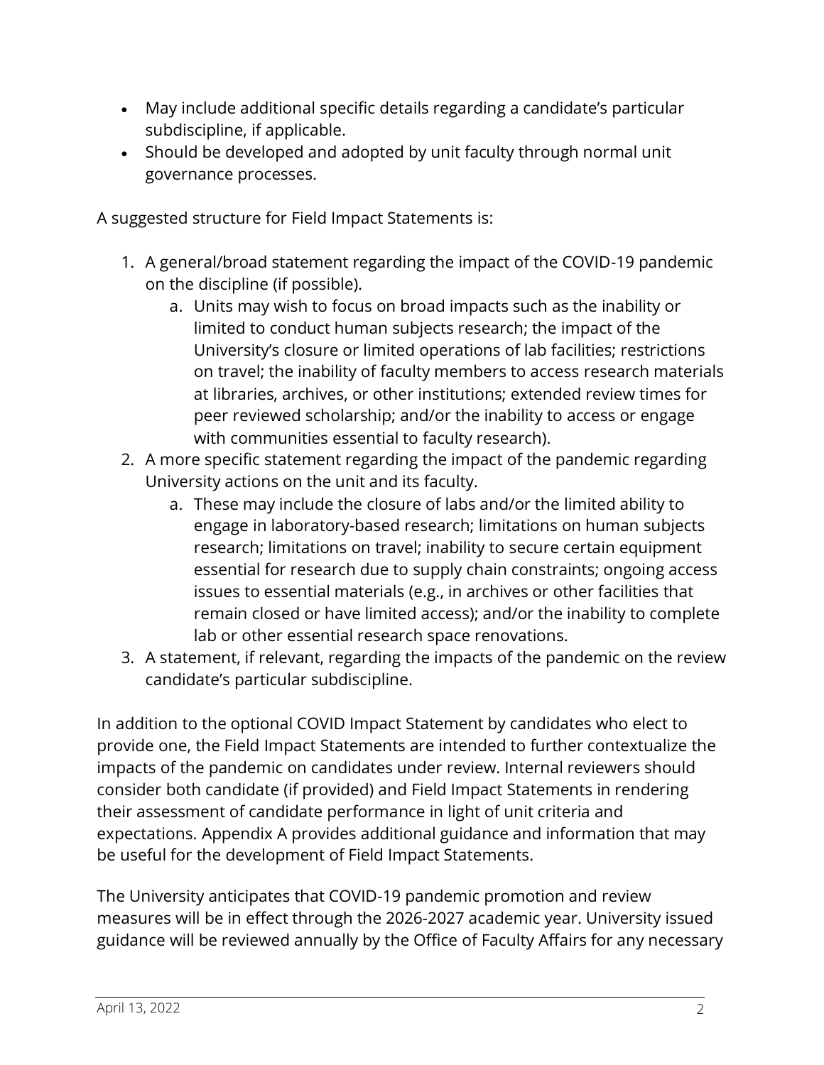- May include additional specific details regarding a candidate's particular subdiscipline, if applicable.
- Should be developed and adopted by unit faculty through normal unit governance processes.

A suggested structure for Field Impact Statements is:

1. A general/broad statement regarding the impact of the COVID-19 pandemic on the discipline (if possible).
    a. Units may wish to focus on broad impacts such as the inability or limited to conduct human subjects research; the impact of the University's closure or limited operations of lab facilities; restrictions on travel; the inability of faculty members to access research materials at libraries, archives, or other institutions; extended review times for peer reviewed scholarship; and/or the inability to access or engage with communities essential to faculty research).
2. A more specific statement regarding the impact of the pandemic regarding University actions on the unit and its faculty.
    a. These may include the closure of labs and/or the limited ability to engage in laboratory-based research; limitations on human subjects research; limitations on travel; inability to secure certain equipment essential for research due to supply chain constraints; ongoing access issues to essential materials (e.g., in archives or other facilities that remain closed or have limited access); and/or the inability to complete lab or other essential research space renovations.
3. A statement, if relevant, regarding the impacts of the pandemic on the review candidate's particular subdiscipline.

In addition to the optional COVID Impact Statement by candidates who elect to provide one, the Field Impact Statements are intended to further contextualize the impacts of the pandemic on candidates under review. Internal reviewers should consider both candidate (if provided) and Field Impact Statements in rendering their assessment of candidate performance in light of unit criteria and expectations. Appendix A provides additional guidance and information that may be useful for the development of Field Impact Statements.

The University anticipates that COVID-19 pandemic promotion and review measures will be in effect through the 2026-2027 academic year. University issued guidance will be reviewed annually by the Office of Faculty Affairs for any necessary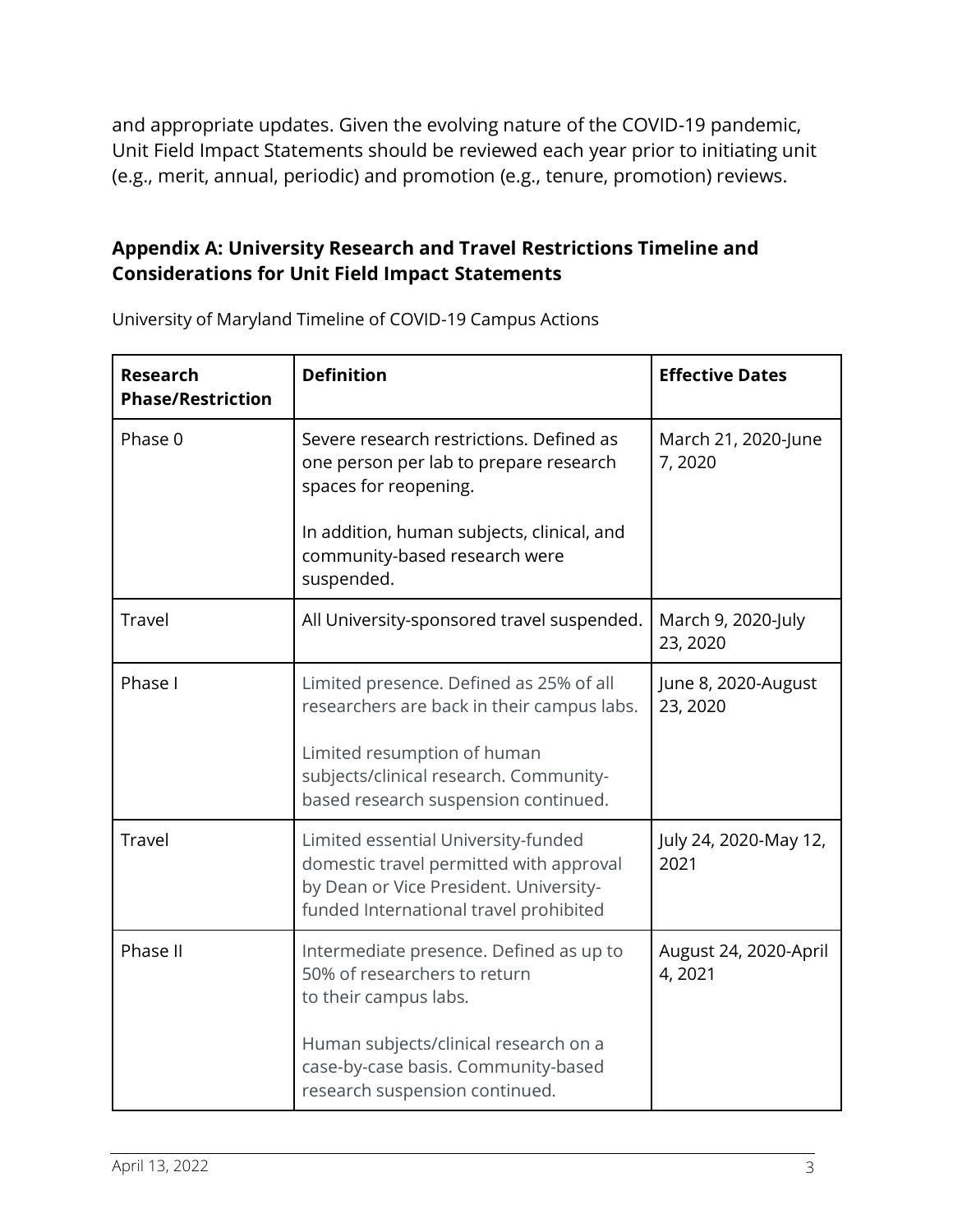and appropriate updates. Given the evolving nature of the COVID-19 pandemic, Unit Field Impact Statements should be reviewed each year prior to initiating unit (e.g., merit, annual, periodic) and promotion (e.g., tenure, promotion) reviews.

## Appendix A: University Research and Travel Restrictions Timeline and Considerations for Unit Field Impact Statements

University of Maryland Timeline of COVID-19 Campus Actions

| Research Phase/Restriction | Definition | Effective Dates |
|---|---|---|
| Phase 0 | Severe research restrictions. Defined as one person per lab to prepare research spaces for reopening.<br><br>In addition, human subjects, clinical, and community-based research were suspended. | March 21, 2020-June 7, 2020 |
| Travel | All University-sponsored travel suspended. | March 9, 2020-July 23, 2020 |
| Phase I | Limited presence. Defined as 25% of all researchers are back in their campus labs.<br><br>Limited resumption of human subjects/clinical research. Community-based research suspension continued. | June 8, 2020-August 23, 2020 |
| Travel | Limited essential University-funded domestic travel permitted with approval by Dean or Vice President. University-funded International travel prohibited | July 24, 2020-May 12, 2021 |
| Phase II | Intermediate presence. Defined as up to 50% of researchers to return to their campus labs.<br><br>Human subjects/clinical research on a case-by-case basis. Community-based research suspension continued. | August 24, 2020-April 4, 2021 |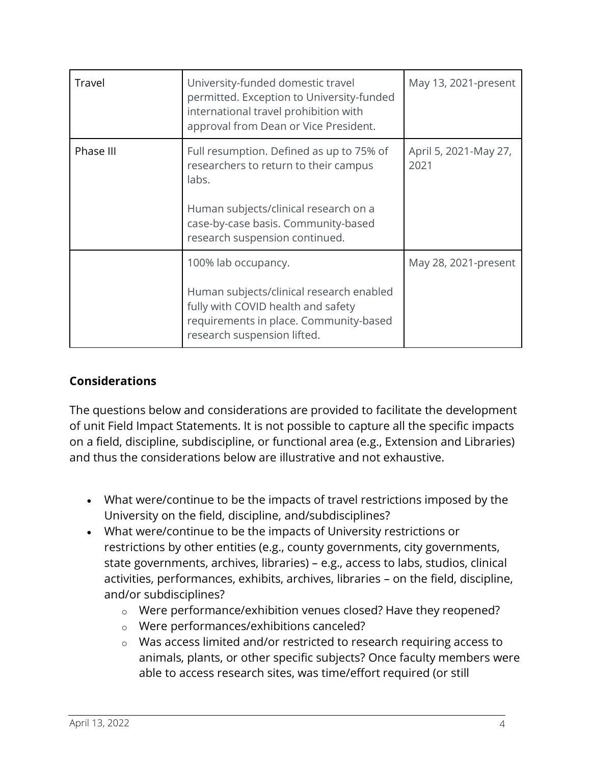| Travel | University-funded domestic travel permitted. Exception to University-funded international travel prohibition with approval from Dean or Vice President. | May 13, 2021-present |
|---|---|---|
| Phase III | Full resumption. Defined as up to 75% of researchers to return to their campus labs.<br><br>Human subjects/clinical research on a case-by-case basis. Community-based research suspension continued. | April 5, 2021-May 27, 2021 |
| | 100% lab occupancy.<br><br>Human subjects/clinical research enabled fully with COVID health and safety requirements in place. Community-based research suspension lifted. | May 28, 2021-present |

## Considerations

The questions below and considerations are provided to facilitate the development of unit Field Impact Statements. It is not possible to capture all the specific impacts on a field, discipline, subdiscipline, or functional area (e.g., Extension and Libraries) and thus the considerations below are illustrative and not exhaustive.

- What were/continue to be the impacts of travel restrictions imposed by the University on the field, discipline, and/subdisciplines?
- What were/continue to be the impacts of University restrictions or restrictions by other entities (e.g., county governments, city governments, state governments, archives, libraries) – e.g., access to labs, studios, clinical activities, performances, exhibits, archives, libraries – on the field, discipline, and/or subdisciplines?
  - Were performance/exhibition venues closed? Have they reopened?
  - Were performances/exhibitions canceled?
  - Was access limited and/or restricted to research requiring access to animals, plants, or other specific subjects? Once faculty members were able to access research sites, was time/effort required (or still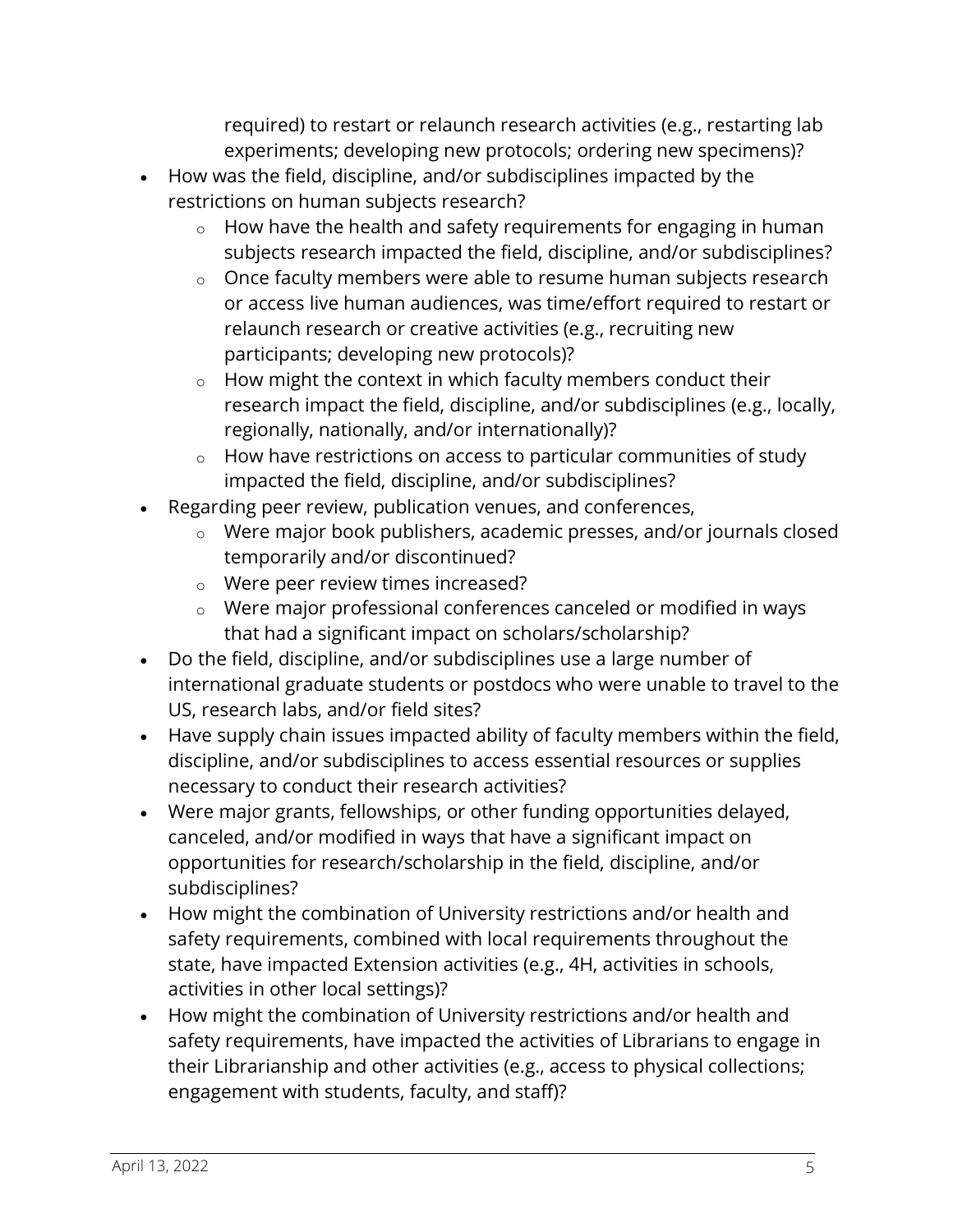required) to restart or relaunch research activities (e.g., restarting lab experiments; developing new protocols; ordering new specimens)?

- How was the field, discipline, and/or subdisciplines impacted by the restrictions on human subjects research?
  - How have the health and safety requirements for engaging in human subjects research impacted the field, discipline, and/or subdisciplines?
  - Once faculty members were able to resume human subjects research or access live human audiences, was time/effort required to restart or relaunch research or creative activities (e.g., recruiting new participants; developing new protocols)?
  - How might the context in which faculty members conduct their research impact the field, discipline, and/or subdisciplines (e.g., locally, regionally, nationally, and/or internationally)?
  - How have restrictions on access to particular communities of study impacted the field, discipline, and/or subdisciplines?
- Regarding peer review, publication venues, and conferences,
  - Were major book publishers, academic presses, and/or journals closed temporarily and/or discontinued?
  - Were peer review times increased?
  - Were major professional conferences canceled or modified in ways that had a significant impact on scholars/scholarship?
- Do the field, discipline, and/or subdisciplines use a large number of international graduate students or postdocs who were unable to travel to the US, research labs, and/or field sites?
- Have supply chain issues impacted ability of faculty members within the field, discipline, and/or subdisciplines to access essential resources or supplies necessary to conduct their research activities?
- Were major grants, fellowships, or other funding opportunities delayed, canceled, and/or modified in ways that have a significant impact on opportunities for research/scholarship in the field, discipline, and/or subdisciplines?
- How might the combination of University restrictions and/or health and safety requirements, combined with local requirements throughout the state, have impacted Extension activities (e.g., 4H, activities in schools, activities in other local settings)?
- How might the combination of University restrictions and/or health and safety requirements, have impacted the activities of Librarians to engage in their Librarianship and other activities (e.g., access to physical collections; engagement with students, faculty, and staff)?